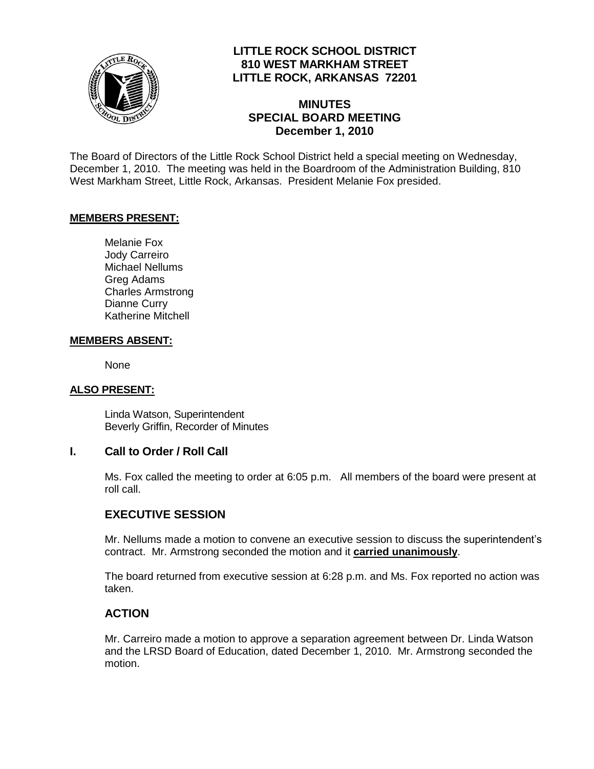# LITTLE ROCK SCHOOL DISTRICT
**810 WEST MARKHAM STREET**
**LITTLE ROCK, ARKANSAS 72201**

## MINUTES
## SPECIAL BOARD MEETING
## December 1, 2010

The Board of Directors of the Little Rock School District held a special meeting on Wednesday, December 1, 2010. The meeting was held in the Boardroom of the Administration Building, 810 West Markham Street, Little Rock, Arkansas. President Melanie Fox presided.

**MEMBERS PRESENT:**

Melanie Fox
Jody Carreiro
Michael Nellums
Greg Adams
Charles Armstrong
Dianne Curry
Katherine Mitchell

**MEMBERS ABSENT:**

None

**ALSO PRESENT:**

Linda Watson, Superintendent
Beverly Griffin, Recorder of Minutes

## I. Call to Order / Roll Call

Ms. Fox called the meeting to order at 6:05 p.m. All members of the board were present at roll call.

### EXECUTIVE SESSION

Mr. Nellums made a motion to convene an executive session to discuss the superintendent's contract. Mr. Armstrong seconded the motion and it **carried unanimously**.

The board returned from executive session at 6:28 p.m. and Ms. Fox reported no action was taken.

### ACTION

Mr. Carreiro made a motion to approve a separation agreement between Dr. Linda Watson and the LRSD Board of Education, dated December 1, 2010. Mr. Armstrong seconded the motion.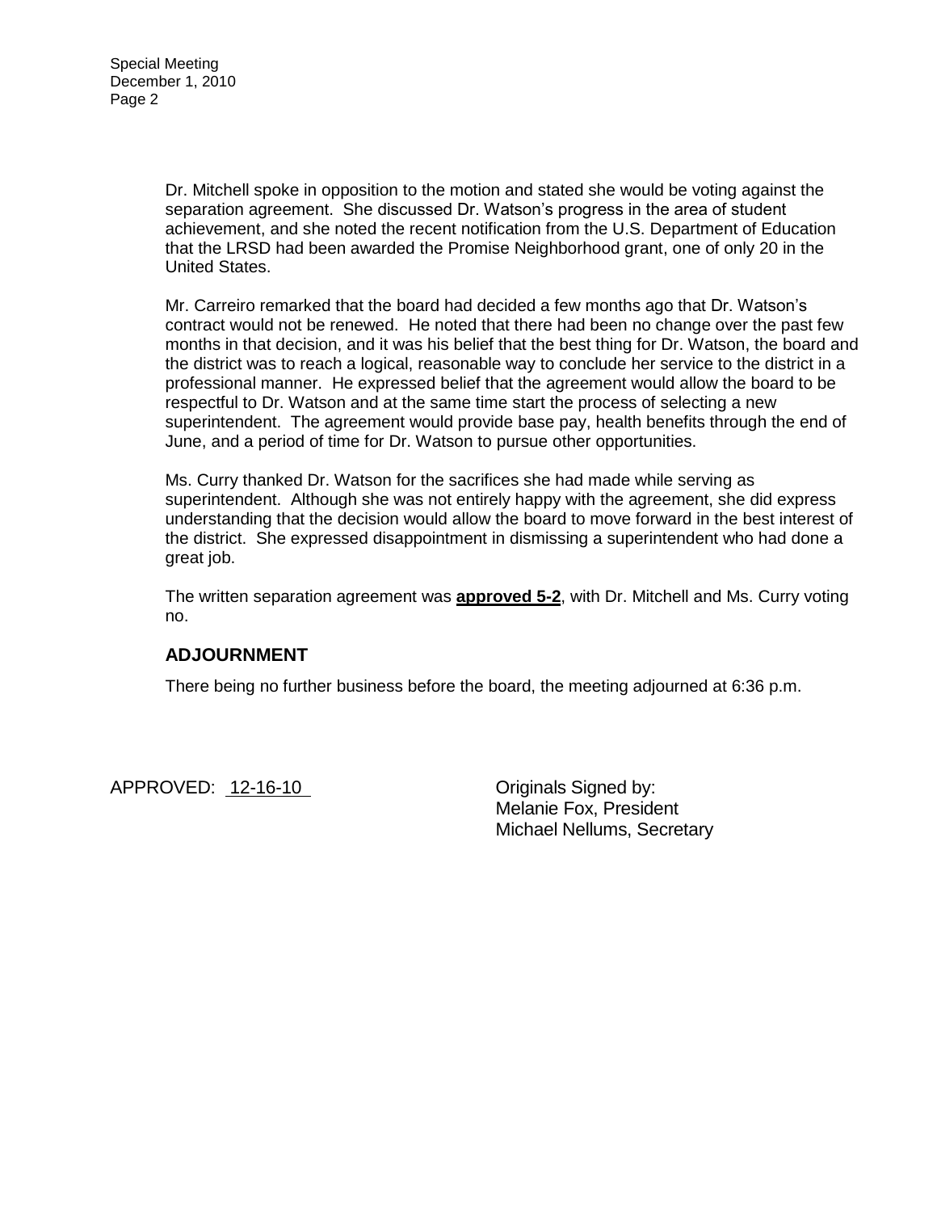Dr. Mitchell spoke in opposition to the motion and stated she would be voting against the separation agreement. She discussed Dr. Watson's progress in the area of student achievement, and she noted the recent notification from the U.S. Department of Education that the LRSD had been awarded the Promise Neighborhood grant, one of only 20 in the United States.

Mr. Carreiro remarked that the board had decided a few months ago that Dr. Watson's contract would not be renewed. He noted that there had been no change over the past few months in that decision, and it was his belief that the best thing for Dr. Watson, the board and the district was to reach a logical, reasonable way to conclude her service to the district in a professional manner. He expressed belief that the agreement would allow the board to be respectful to Dr. Watson and at the same time start the process of selecting a new superintendent. The agreement would provide base pay, health benefits through the end of June, and a period of time for Dr. Watson to pursue other opportunities.

Ms. Curry thanked Dr. Watson for the sacrifices she had made while serving as superintendent. Although she was not entirely happy with the agreement, she did express understanding that the decision would allow the board to move forward in the best interest of the district. She expressed disappointment in dismissing a superintendent who had done a great job.

The written separation agreement was **approved 5-2**, with Dr. Mitchell and Ms. Curry voting no.

## ADJOURNMENT

There being no further business before the board, the meeting adjourned at 6:36 p.m.

APPROVED: 12-16-10

Originals Signed by:
Melanie Fox, President
Michael Nellums, Secretary